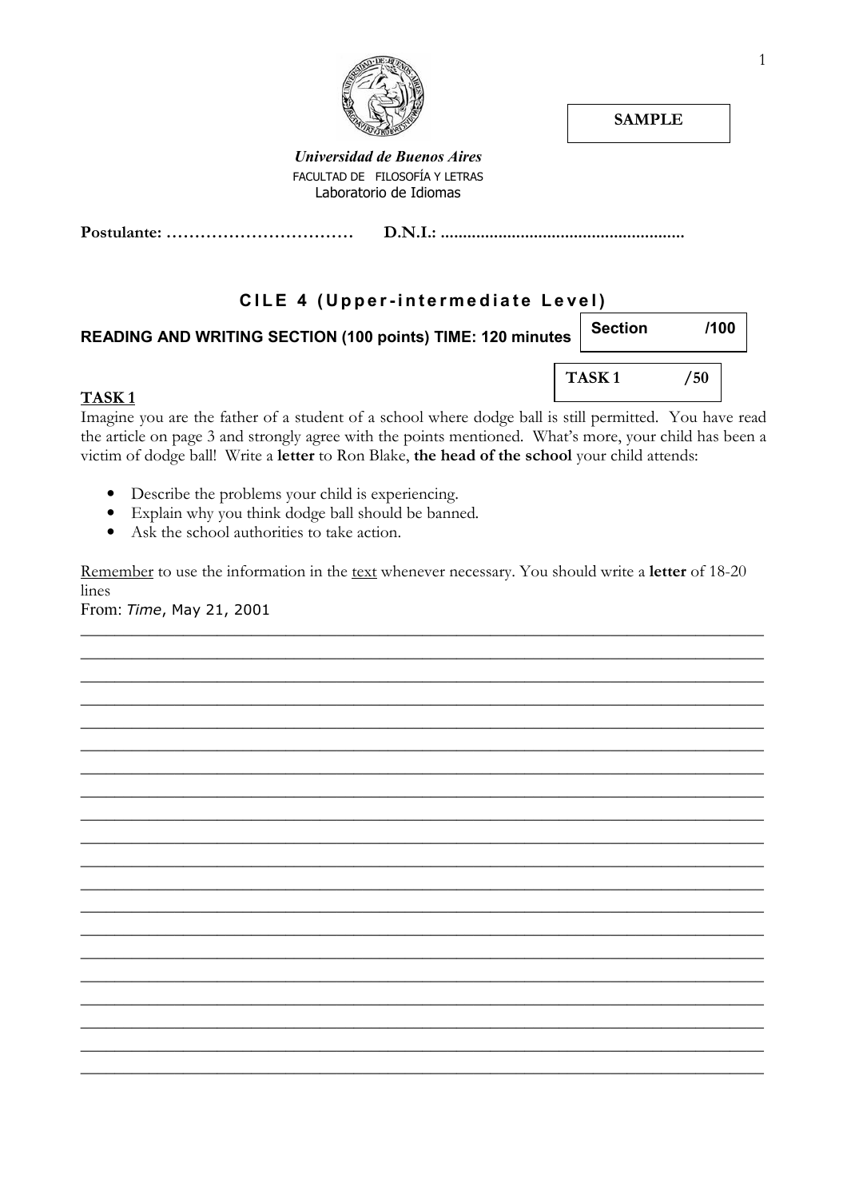**SAMPLE**

***Universidad de Buenos Aires***

FACULTAD DE FILOSOFÍA Y LETRAS

Laboratorio de Idiomas

**Postulante:** …………………………… **D.N.I.:** ......................................................

## CILE 4 (Upper-intermediate Level)

**READING AND WRITING SECTION (100 points) TIME: 120 minutes**

| Section | /100 |
|---|---|

| TASK 1 | /50 |
|---|---|

### TASK 1

Imagine you are the father of a student of a school where dodge ball is still permitted. You have read the article on page 3 and strongly agree with the points mentioned. What's more, your child has been a victim of dodge ball! Write a **letter** to Ron Blake, **the head of the school** your child attends:

- Describe the problems your child is experiencing.
- Explain why you think dodge ball should be banned.
- Ask the school authorities to take action.

Remember to use the information in the text whenever necessary. You should write a **letter** of 18-20 lines

From: *Time*, May 21, 2001

___________________________________________________________________________

___________________________________________________________________________

___________________________________________________________________________

___________________________________________________________________________

___________________________________________________________________________

___________________________________________________________________________

___________________________________________________________________________

___________________________________________________________________________

___________________________________________________________________________

___________________________________________________________________________

___________________________________________________________________________

___________________________________________________________________________

___________________________________________________________________________

___________________________________________________________________________

___________________________________________________________________________

___________________________________________________________________________

___________________________________________________________________________

___________________________________________________________________________

___________________________________________________________________________

___________________________________________________________________________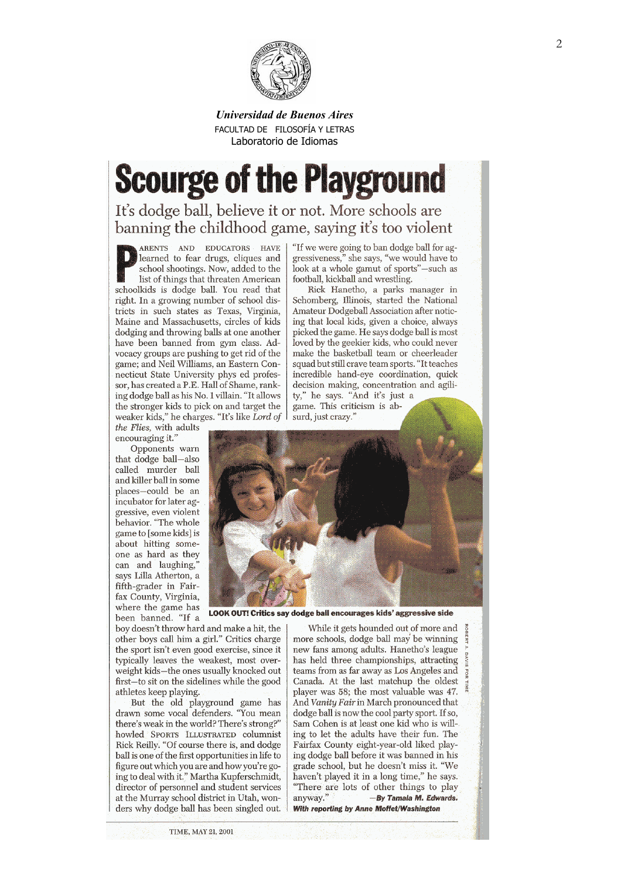*Universidad de Buenos Aires*

FACULTAD DE FILOSOFÍA Y LETRAS

Laboratorio de Idiomas

# Scourge of the Playground

## It's dodge ball, believe it or not. More schools are banning the childhood game, saying it's too violent

PARENTS AND EDUCATORS HAVE learned to fear drugs, cliques and school shootings. Now, added to the list of things that threaten American schoolkids is dodge ball. You read that right. In a growing number of school districts in such states as Texas, Virginia, Maine and Massachusetts, circles of kids dodging and throwing balls at one another have been banned from gym class. Advocacy groups are pushing to get rid of the game; and Neil Williams, an Eastern Connecticut State University phys ed professor, has created a P.E. Hall of Shame, ranking dodge ball as his No. 1 villain. "It allows the stronger kids to pick on and target the weaker kids," he charges. "It's like *Lord of the Flies*, with adults encouraging it."

Opponents warn that dodge ball—also called murder ball and killer ball in some places—could be an incubator for later aggressive, even violent behavior. "The whole game to [some kids] is about hitting someone as hard as they can and laughing," says Lilla Atherton, a fifth-grader in Fairfax County, Virginia, where the game has been banned. "If a boy doesn't throw hard and make a hit, the other boys call him a girl." Critics charge the sport isn't even good exercise, since it typically leaves the weakest, most overweight kids—the ones usually knocked out first—to sit on the sidelines while the good athletes keep playing.

But the old playground game has drawn some vocal defenders. "You mean there's weak in the world? There's strong?" howled SPORTS ILLUSTRATED columnist Rick Reilly. "Of course there is, and dodge ball is one of the first opportunities in life to figure out which you are and how you're going to deal with it." Martha Kupferschmidt, director of personnel and student services at the Murray school district in Utah, wonders why dodge ball has been singled out. "If we were going to ban dodge ball for aggressiveness," she says, "we would have to look at a whole gamut of sports"—such as football, kickball and wrestling.

Rick Hanetho, a parks manager in Schomberg, Illinois, started the National Amateur Dodgeball Association after noticing that local kids, given a choice, always picked the game. He says dodge ball is most loved by the geekier kids, who could never make the basketball team or cheerleader squad but still crave team sports. "It teaches incredible hand-eye coordination, quick decision making, concentration and agility," he says. "And it's just a game. This criticism is absurd, just crazy."

**LOOK OUT! Critics say dodge ball encourages kids' aggressive side**

While it gets hounded out of more and more schools, dodge ball may be winning new fans among adults. Hanetho's league has held three championships, attracting teams from as far away as Los Angeles and Canada. At the last matchup the oldest player was 58; the most valuable was 47. And *Vanity Fair* in March pronounced that dodge ball is now the cool party sport. If so, Sam Cohen is at least one kid who is willing to let the adults have their fun. The Fairfax County eight-year-old liked playing dodge ball before it was banned in his grade school, but he doesn't miss it. "We haven't played it in a long time," he says. "There are lots of other things to play anyway."

—***By Tamala M. Edwards.***

***With reporting by Anne Moffet/Washington***

ROBERT A. DAVIS FOR TIME

TIME, MAY 21, 2001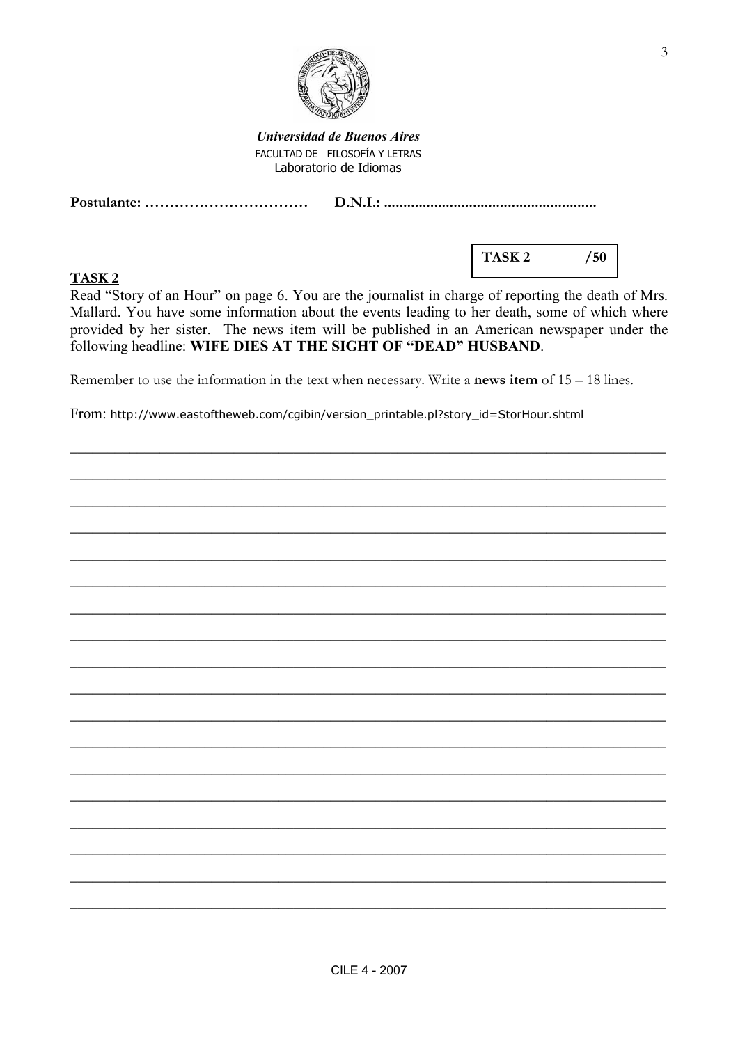***Universidad de Buenos Aires***

FACULTAD DE FILOSOFÍA Y LETRAS

Laboratorio de Idiomas

**Postulante: ……………………………    D.N.I.: .......................................................**

| **TASK 2** | **/50** |
|---|---|

## TASK 2

Read "Story of an Hour" on page 6. You are the journalist in charge of reporting the death of Mrs. Mallard. You have some information about the events leading to her death, some of which where provided by her sister. The news item will be published in an American newspaper under the following headline: **WIFE DIES AT THE SIGHT OF "DEAD" HUSBAND**.

Remember to use the information in the text when necessary. Write a **news item** of 15 – 18 lines.

From: http://www.eastoftheweb.com/cgibin/version_printable.pl?story_id=StorHour.shtml

______________________________________________________________________

______________________________________________________________________

______________________________________________________________________

______________________________________________________________________

______________________________________________________________________

______________________________________________________________________

______________________________________________________________________

______________________________________________________________________

______________________________________________________________________

______________________________________________________________________

______________________________________________________________________

______________________________________________________________________

______________________________________________________________________

______________________________________________________________________

______________________________________________________________________

______________________________________________________________________

______________________________________________________________________

______________________________________________________________________

CILE 4 - 2007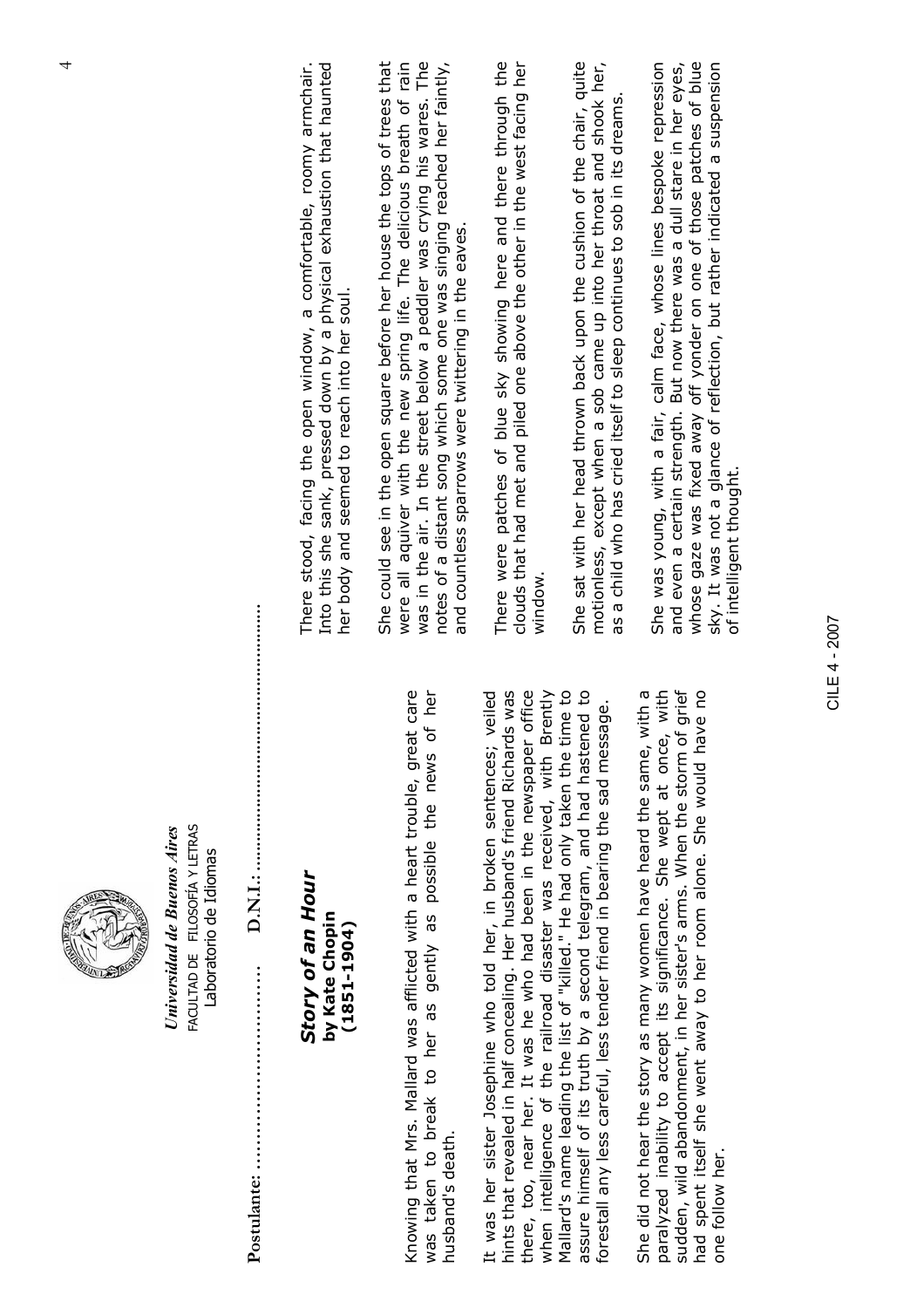*Universidad de Buenos Aires*
FACULTAD DE FILOSOFÍA Y LETRAS
Laboratorio de Idiomas

**Postulante:** ………………………… **D.N.I.:** ……………………………………………

## *Story of an Hour*
**by Kate Chopin**
**(1851-1904)**

Knowing that Mrs. Mallard was afflicted with a heart trouble, great care was taken to break to her as gently as possible the news of her husband's death.

It was her sister Josephine who told her, in broken sentences; veiled hints that revealed in half concealing. Her husband's friend Richards was there, too, near her. It was he who had been in the newspaper office when intelligence of the railroad disaster was received, with Brently Mallard's name leading the list of "killed." He had only taken the time to assure himself of its truth by a second telegram, and had hastened to forestall any less careful, less tender friend in bearing the sad message.

She did not hear the story as many women have heard the same, with a paralyzed inability to accept its significance. She wept at once, with sudden, wild abandonment, in her sister's arms. When the storm of grief had spent itself she went away to her room alone. She would have no one follow her.

There stood, facing the open window, a comfortable, roomy armchair. Into this she sank, pressed down by a physical exhaustion that haunted her body and seemed to reach into her soul.

She could see in the open square before her house the tops of trees that were all aquiver with the new spring life. The delicious breath of rain was in the air. In the street below a peddler was crying his wares. The notes of a distant song which some one was singing reached her faintly, and countless sparrows were twittering in the eaves.

There were patches of blue sky showing here and there through the clouds that had met and piled one above the other in the west facing her window.

She sat with her head thrown back upon the cushion of the chair, quite motionless, except when a sob came up into her throat and shook her, as a child who has cried itself to sleep continues to sob in its dreams.

She was young, with a fair, calm face, whose lines bespoke repression and even a certain strength. But now there was a dull stare in her eyes, whose gaze was fixed away off yonder on one of those patches of blue sky. It was not a glance of reflection, but rather indicated a suspension of intelligent thought.

CILE 4 - 2007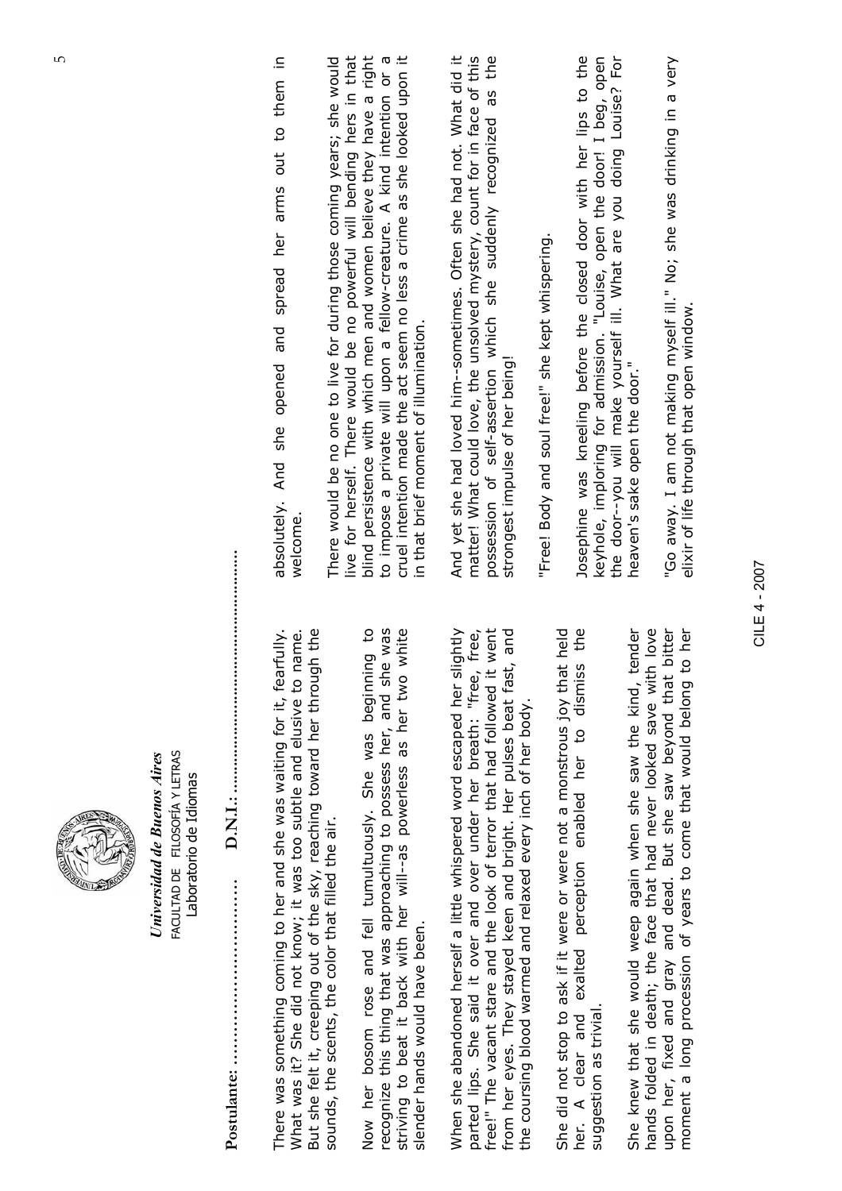*Universidad de Buenos Aires*
FACULTAD DE FILOSOFÍA Y LETRAS
Laboratorio de Idiomas

**Postulante:** ……………………… **D.N.I.:** ……………………………………………

There was something coming to her and she was waiting for it, fearfully. What was it? She did not know; it was too subtle and elusive to name. But she felt it, creeping out of the sky, reaching toward her through the sounds, the scents, the color that filled the air.

Now her bosom rose and fell tumultuously. She was beginning to recognize this thing that was approaching to possess her, and she was striving to beat it back with her will--as powerless as her two white slender hands would have been.

When she abandoned herself a little whispered word escaped her slightly parted lips. She said it over and over under her breath: "free, free, free!" The vacant stare and the look of terror that had followed it went from her eyes. They stayed keen and bright. Her pulses beat fast, and the coursing blood warmed and relaxed every inch of her body.

She did not stop to ask if it were or were not a monstrous joy that held her. A clear and exalted perception enabled her to dismiss the suggestion as trivial.

She knew that she would weep again when she saw the kind, tender hands folded in death; the face that had never looked save with love upon her, fixed and gray and dead. But she saw beyond that bitter moment a long procession of years to come that would belong to her absolutely. And she opened and spread her arms out to them in welcome.

There would be no one to live for during those coming years; she would live for herself. There would be no powerful will bending hers in that blind persistence with which men and women believe they have a right to impose a private will upon a fellow-creature. A kind intention or a cruel intention made the act seem no less a crime as she looked upon it in that brief moment of illumination.

And yet she had loved him--sometimes. Often she had not. What did it matter! What could love, the unsolved mystery, count for in face of this possession of self-assertion which she suddenly recognized as the strongest impulse of her being!

"Free! Body and soul free!" she kept whispering.

Josephine was kneeling before the closed door with her lips to the keyhole, imploring for admission. "Louise, open the door! I beg, open the door--you will make yourself ill. What are you doing Louise? For heaven's sake open the door."

"Go away. I am not making myself ill." No; she was drinking in a very elixir of life through that open window.

CILE 4 - 2007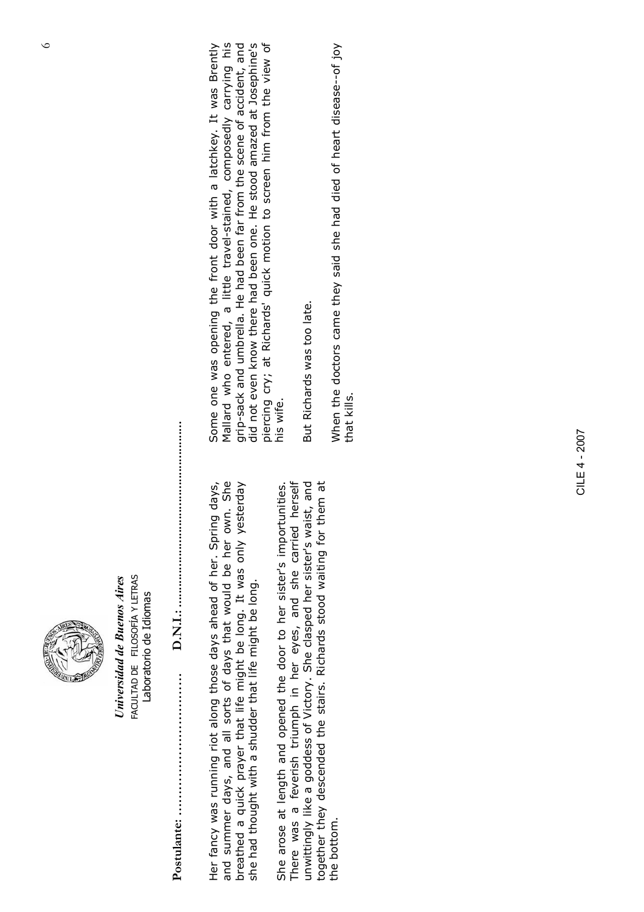*Universidad de Buenos Aires*
FACULTAD DE FILOSOFÍA Y LETRAS
Laboratorio de Idiomas

**Postulante:** ………………………… **D.N.I.:** ……………………………………………

Her fancy was running riot along those days ahead of her. Spring days, and summer days, and all sorts of days that would be her own. She breathed a quick prayer that life might be long. It was only yesterday she had thought with a shudder that life might be long.

She arose at length and opened the door to her sister's importunities. There was a feverish triumph in her eyes, and she carried herself unwittingly like a goddess of Victory. She clasped her sister's waist, and together they descended the stairs. Richards stood waiting for them at the bottom.

Some one was opening the front door with a latchkey. It was Brently Mallard who entered, a little travel-stained, composedly carrying his grip-sack and umbrella. He had been far from the scene of accident, and did not even know there had been one. He stood amazed at Josephine's piercing cry; at Richards' quick motion to screen him from the view of his wife.

But Richards was too late.

When the doctors came they said she had died of heart disease--of joy that kills.

CILE 4 - 2007